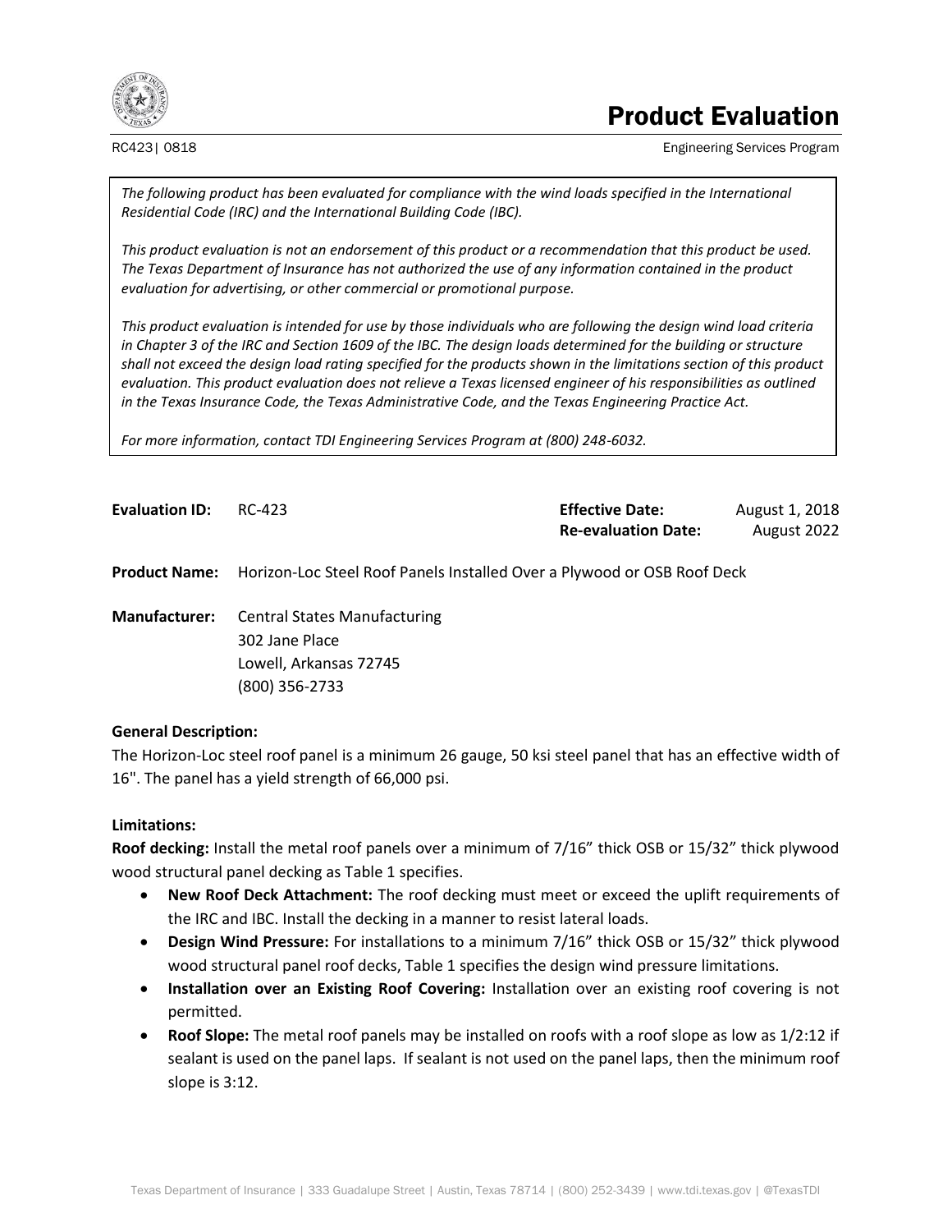# Product Evaluation

RC423| 0818

Engineering Services Program

*The following product has been evaluated for compliance with the wind loads specified in the International Residential Code (IRC) and the International Building Code (IBC).*

*This product evaluation is not an endorsement of this product or a recommendation that this product be used. The Texas Department of Insurance has not authorized the use of any information contained in the product evaluation for advertising, or other commercial or promotional purpose.*

*This product evaluation is intended for use by those individuals who are following the design wind load criteria in Chapter 3 of the IRC and Section 1609 of the IBC. The design loads determined for the building or structure shall not exceed the design load rating specified for the products shown in the limitations section of this product evaluation. This product evaluation does not relieve a Texas licensed engineer of his responsibilities as outlined in the Texas Insurance Code, the Texas Administrative Code, and the Texas Engineering Practice Act.*

*For more information, contact TDI Engineering Services Program at (800) 248-6032.*

**Evaluation ID:** RC-423

**Effective Date:** August 1, 2018

**Re-evaluation Date:** August 2022

**Product Name:** Horizon-Loc Steel Roof Panels Installed Over a Plywood or OSB Roof Deck

**Manufacturer:** Central States Manufacturing
302 Jane Place
Lowell, Arkansas 72745
(800) 356-2733

**General Description:**

The Horizon-Loc steel roof panel is a minimum 26 gauge, 50 ksi steel panel that has an effective width of 16". The panel has a yield strength of 66,000 psi.

**Limitations:**

**Roof decking:** Install the metal roof panels over a minimum of 7/16" thick OSB or 15/32" thick plywood wood structural panel decking as Table 1 specifies.

- **New Roof Deck Attachment:** The roof decking must meet or exceed the uplift requirements of the IRC and IBC. Install the decking in a manner to resist lateral loads.
- **Design Wind Pressure:** For installations to a minimum 7/16" thick OSB or 15/32" thick plywood wood structural panel roof decks, Table 1 specifies the design wind pressure limitations.
- **Installation over an Existing Roof Covering:** Installation over an existing roof covering is not permitted.
- **Roof Slope:** The metal roof panels may be installed on roofs with a roof slope as low as 1/2:12 if sealant is used on the panel laps. If sealant is not used on the panel laps, then the minimum roof slope is 3:12.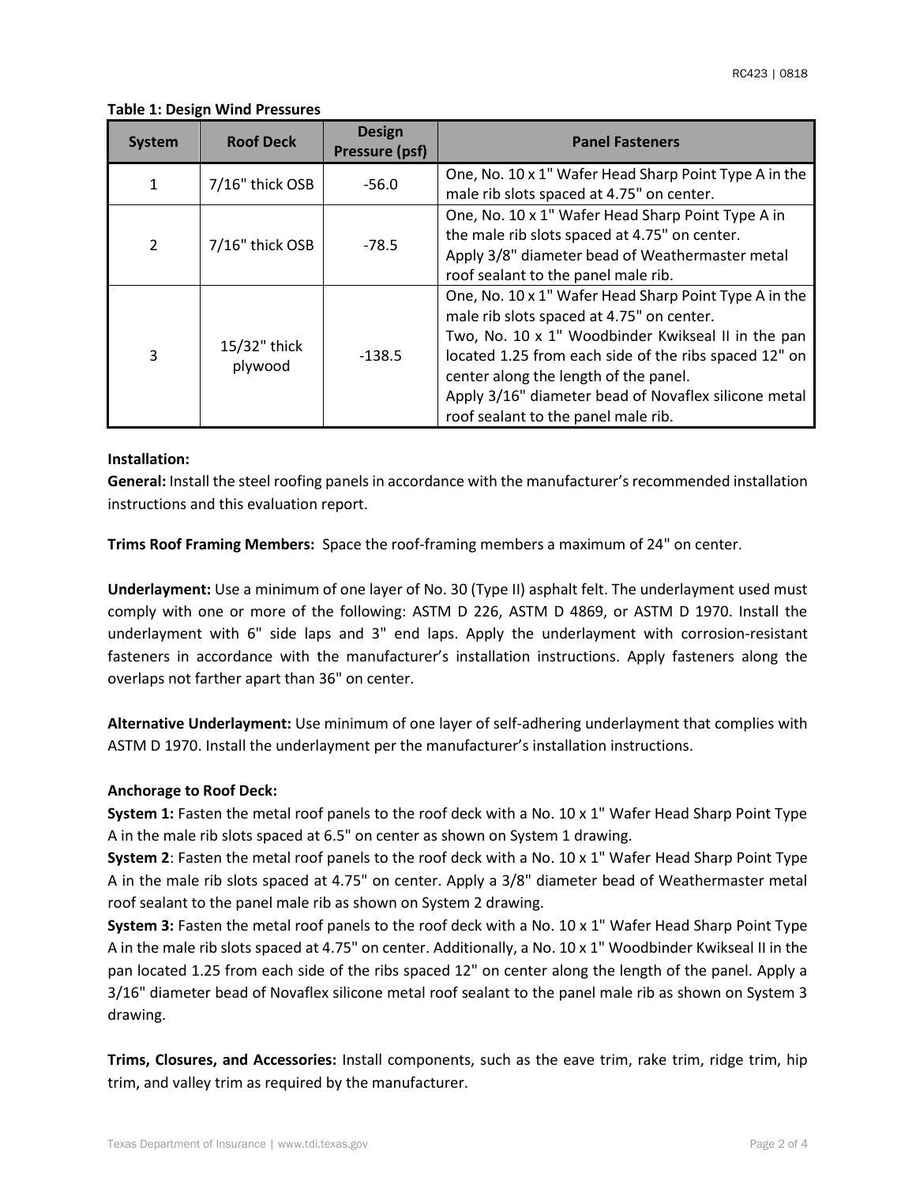**Table 1: Design Wind Pressures**

| System | Roof Deck | Design Pressure (psf) | Panel Fasteners |
| --- | --- | --- | --- |
| 1 | 7/16" thick OSB | -56.0 | One, No. 10 x 1" Wafer Head Sharp Point Type A in the male rib slots spaced at 4.75" on center. |
| 2 | 7/16" thick OSB | -78.5 | One, No. 10 x 1" Wafer Head Sharp Point Type A in the male rib slots spaced at 4.75" on center. Apply 3/8" diameter bead of Weathermaster metal roof sealant to the panel male rib. |
| 3 | 15/32" thick plywood | -138.5 | One, No. 10 x 1" Wafer Head Sharp Point Type A in the male rib slots spaced at 4.75" on center. Two, No. 10 x 1" Woodbinder Kwikseal II in the pan located 1.25 from each side of the ribs spaced 12" on center along the length of the panel. Apply 3/16" diameter bead of Novaflex silicone metal roof sealant to the panel male rib. |

**Installation:**

**General:** Install the steel roofing panels in accordance with the manufacturer's recommended installation instructions and this evaluation report.

**Trims Roof Framing Members:** Space the roof-framing members a maximum of 24" on center.

**Underlayment:** Use a minimum of one layer of No. 30 (Type II) asphalt felt. The underlayment used must comply with one or more of the following: ASTM D 226, ASTM D 4869, or ASTM D 1970. Install the underlayment with 6" side laps and 3" end laps. Apply the underlayment with corrosion-resistant fasteners in accordance with the manufacturer's installation instructions. Apply fasteners along the overlaps not farther apart than 36" on center.

**Alternative Underlayment:** Use minimum of one layer of self-adhering underlayment that complies with ASTM D 1970. Install the underlayment per the manufacturer's installation instructions.

**Anchorage to Roof Deck:**

**System 1:** Fasten the metal roof panels to the roof deck with a No. 10 x 1" Wafer Head Sharp Point Type A in the male rib slots spaced at 6.5" on center as shown on System 1 drawing.

**System 2**: Fasten the metal roof panels to the roof deck with a No. 10 x 1" Wafer Head Sharp Point Type A in the male rib slots spaced at 4.75" on center. Apply a 3/8" diameter bead of Weathermaster metal roof sealant to the panel male rib as shown on System 2 drawing.

**System 3:** Fasten the metal roof panels to the roof deck with a No. 10 x 1" Wafer Head Sharp Point Type A in the male rib slots spaced at 4.75" on center. Additionally, a No. 10 x 1" Woodbinder Kwikseal II in the pan located 1.25 from each side of the ribs spaced 12" on center along the length of the panel. Apply a 3/16" diameter bead of Novaflex silicone metal roof sealant to the panel male rib as shown on System 3 drawing.

**Trims, Closures, and Accessories:** Install components, such as the eave trim, rake trim, ridge trim, hip trim, and valley trim as required by the manufacturer.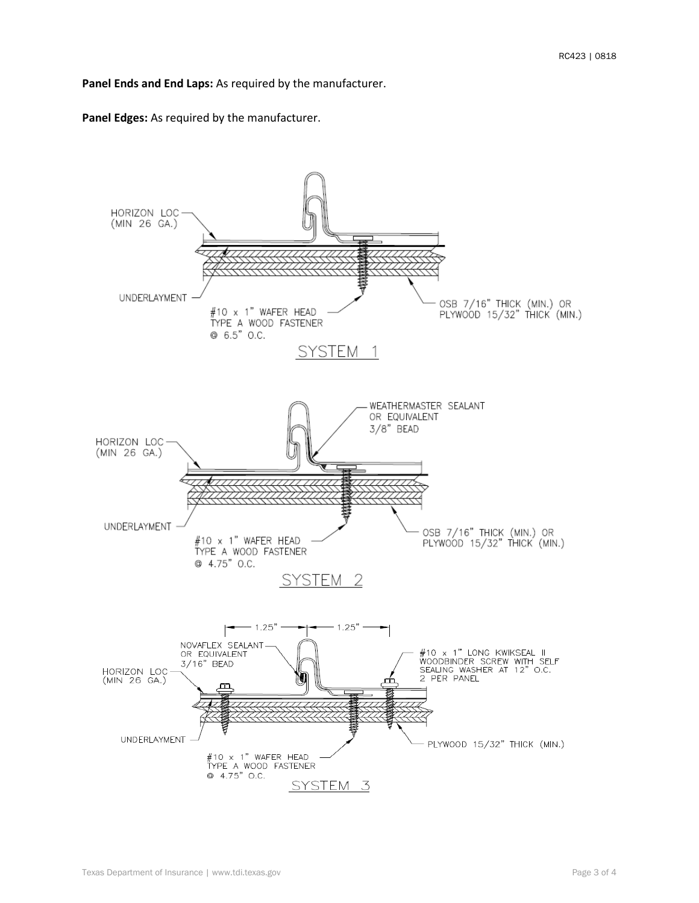**Panel Ends and End Laps:** As required by the manufacturer.

**Panel Edges:** As required by the manufacturer.

HORIZON LOC
(MIN 26 GA.)

UNDERLAYMENT

#10 x 1" WAFER HEAD
TYPE A WOOD FASTENER
@ 6.5" O.C.

OSB 7/16" THICK (MIN.) OR
PLYWOOD 15/32" THICK (MIN.)

SYSTEM 1

WEATHERMASTER SEALANT
OR EQUIVALENT
3/8" BEAD

HORIZON LOC
(MIN 26 GA.)

UNDERLAYMENT

#10 x 1" WAFER HEAD
TYPE A WOOD FASTENER
@ 4.75" O.C.

OSB 7/16" THICK (MIN.) OR
PLYWOOD 15/32" THICK (MIN.)

SYSTEM 2

1.25" 1.25"

NOVAFLEX SEALANT
OR EQUIVALENT
3/16" BEAD

HORIZON LOC
(MIN 26 GA.)

#10 x 1" LONG KWIKSEAL II
WOODBINDER SCREW WITH SELF
SEALING WASHER AT 12" O.C.
2 PER PANEL

UNDERLAYMENT

PLYWOOD 15/32" THICK (MIN.)

#10 x 1" WAFER HEAD
TYPE A WOOD FASTENER
@ 4.75" O.C.

SYSTEM 3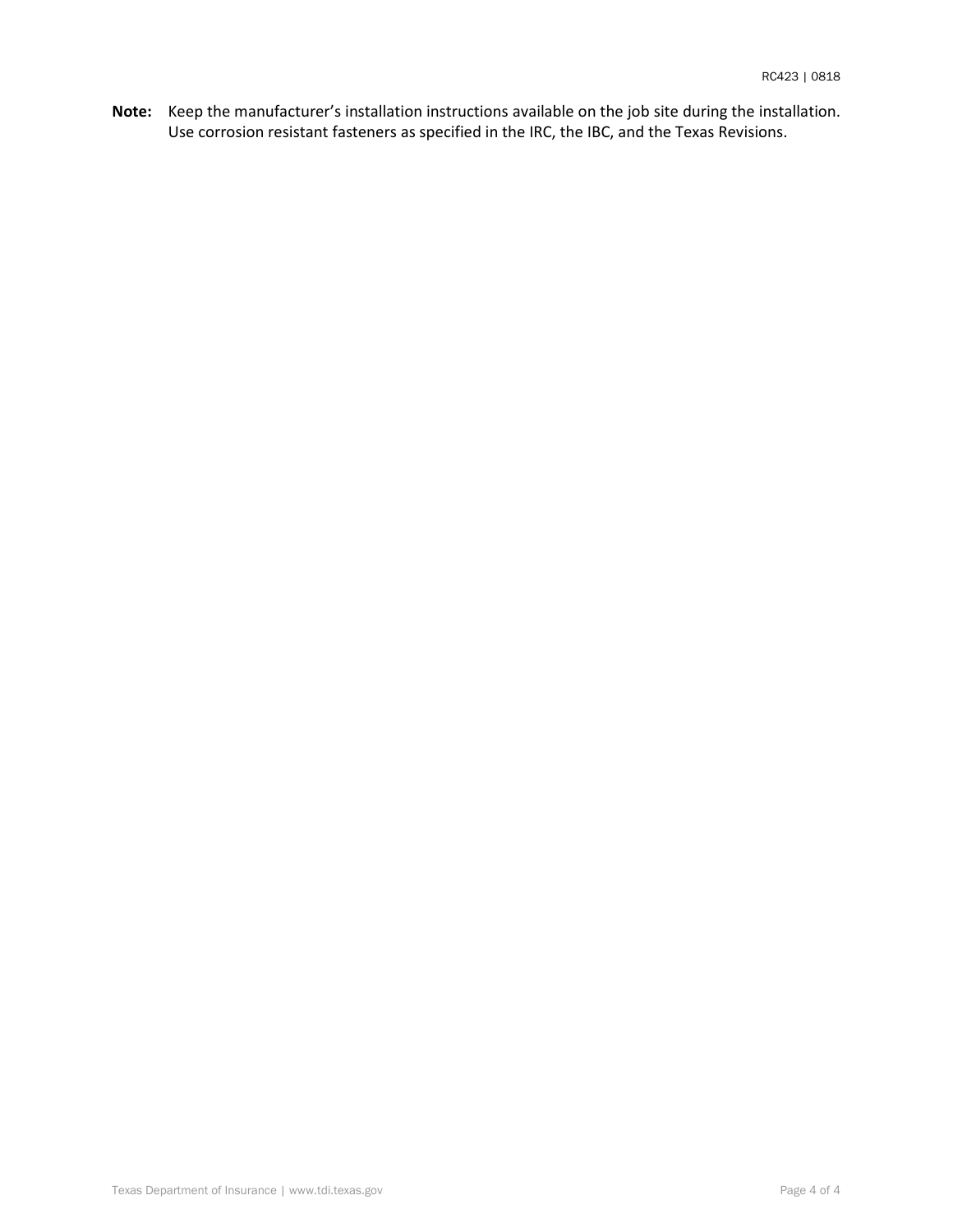**Note:** Keep the manufacturer's installation instructions available on the job site during the installation. Use corrosion resistant fasteners as specified in the IRC, the IBC, and the Texas Revisions.